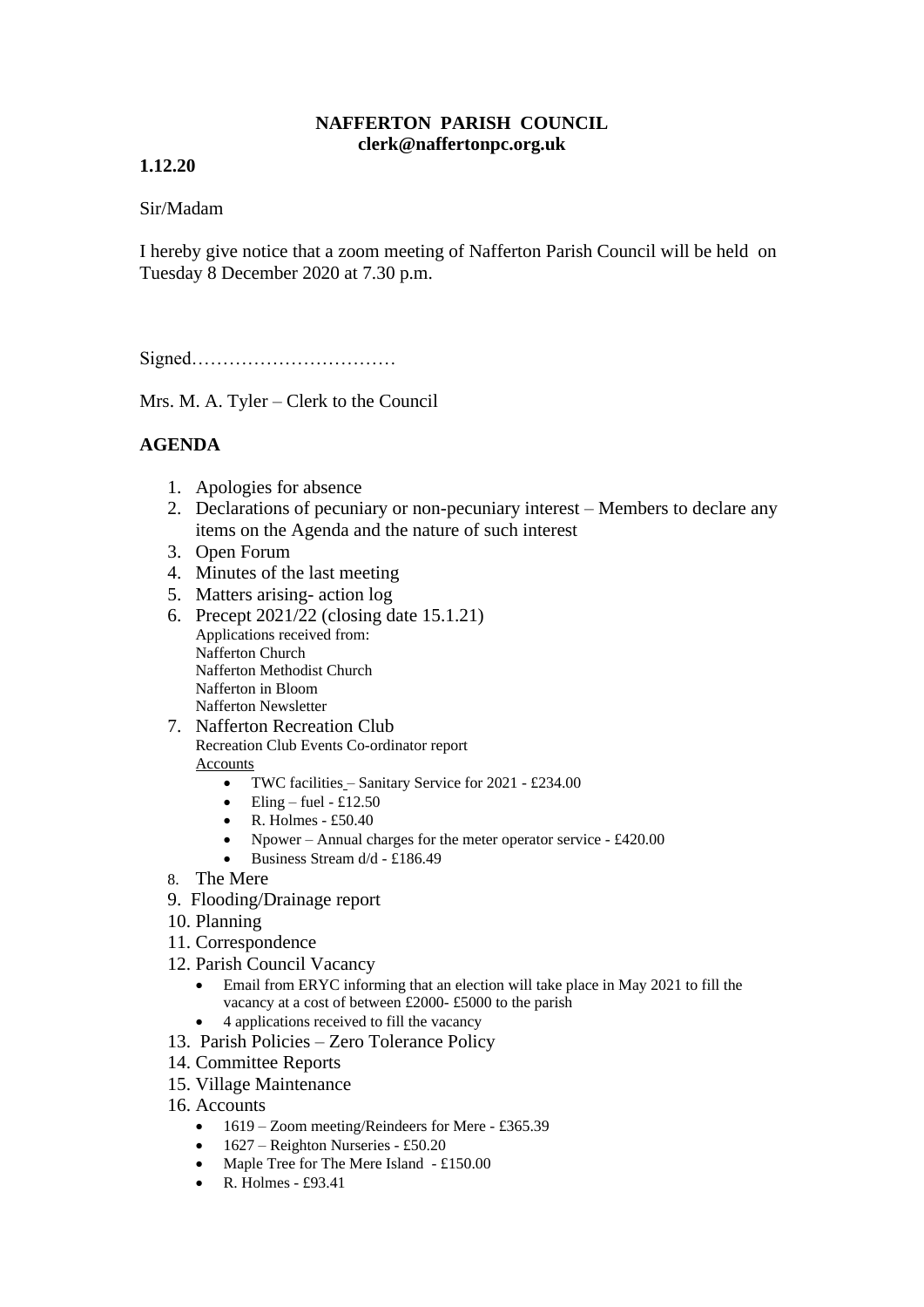**NAFFERTON PARISH COUNCIL**
**clerk@naffertonpc.org.uk**

**1.12.20**

Sir/Madam

I hereby give notice that a zoom meeting of Nafferton Parish Council will be held on Tuesday 8 December 2020 at 7.30 p.m.

Signed……………………………

Mrs. M. A. Tyler – Clerk to the Council

## AGENDA

1. Apologies for absence
2. Declarations of pecuniary or non-pecuniary interest – Members to declare any items on the Agenda and the nature of such interest
3. Open Forum
4. Minutes of the last meeting
5. Matters arising- action log
6. Precept 2021/22 (closing date 15.1.21)
   Applications received from:
   Nafferton Church
   Nafferton Methodist Church
   Nafferton in Bloom
   Nafferton Newsletter
7. Nafferton Recreation Club
   Recreation Club Events Co-ordinator report
   Accounts
   - TWC facilities – Sanitary Service for 2021 - £234.00
   - Eling – fuel - £12.50
   - R. Holmes - £50.40
   - Npower – Annual charges for the meter operator service - £420.00
   - Business Stream d/d - £186.49
8. The Mere
9. Flooding/Drainage report
10. Planning
11. Correspondence
12. Parish Council Vacancy
    - Email from ERYC informing that an election will take place in May 2021 to fill the vacancy at a cost of between £2000- £5000 to the parish
    - 4 applications received to fill the vacancy
13. Parish Policies – Zero Tolerance Policy
14. Committee Reports
15. Village Maintenance
16. Accounts
    - 1619 – Zoom meeting/Reindeers for Mere - £365.39
    - 1627 – Reighton Nurseries - £50.20
    - Maple Tree for The Mere Island - £150.00
    - R. Holmes - £93.41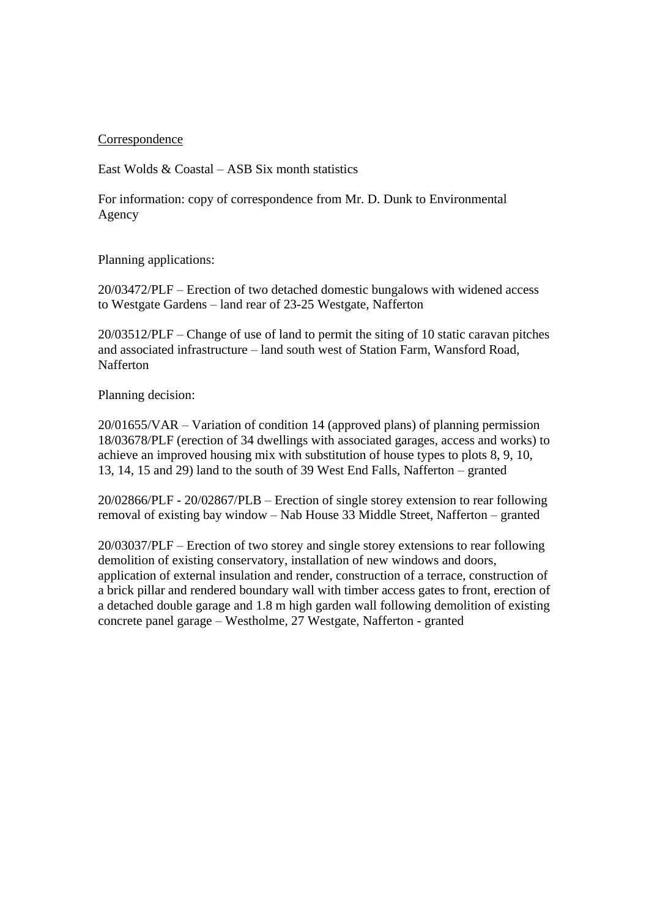<u>Correspondence</u>

East Wolds & Coastal – ASB Six month statistics

For information: copy of correspondence from Mr. D. Dunk to Environmental Agency

Planning applications:

20/03472/PLF – Erection of two detached domestic bungalows with widened access to Westgate Gardens – land rear of 23-25 Westgate, Nafferton

20/03512/PLF – Change of use of land to permit the siting of 10 static caravan pitches and associated infrastructure – land south west of Station Farm, Wansford Road, Nafferton

Planning decision:

20/01655/VAR – Variation of condition 14 (approved plans) of planning permission 18/03678/PLF (erection of 34 dwellings with associated garages, access and works) to achieve an improved housing mix with substitution of house types to plots 8, 9, 10, 13, 14, 15 and 29) land to the south of 39 West End Falls, Nafferton – granted

20/02866/PLF - 20/02867/PLB – Erection of single storey extension to rear following removal of existing bay window – Nab House 33 Middle Street, Nafferton – granted

20/03037/PLF – Erection of two storey and single storey extensions to rear following demolition of existing conservatory, installation of new windows and doors, application of external insulation and render, construction of a terrace, construction of a brick pillar and rendered boundary wall with timber access gates to front, erection of a detached double garage and 1.8 m high garden wall following demolition of existing concrete panel garage – Westholme, 27 Westgate, Nafferton - granted